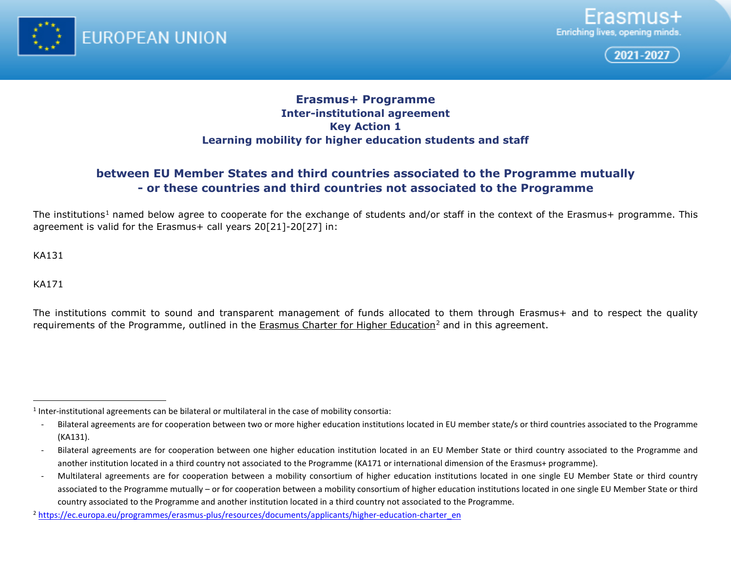EUROPEAN UNION

Erasmus+
Enriching lives, opening minds.
2021-2027

# Erasmus+ Programme
## Inter-institutional agreement
## Key Action 1
## Learning mobility for higher education students and staff

## between EU Member States and third countries associated to the Programme mutually - or these countries and third countries not associated to the Programme

The institutions[1] named below agree to cooperate for the exchange of students and/or staff in the context of the Erasmus+ programme. This agreement is valid for the Erasmus+ call years 20[21]-20[27] in:

KA131

KA171

The institutions commit to sound and transparent management of funds allocated to them through Erasmus+ and to respect the quality requirements of the Programme, outlined in the Erasmus Charter for Higher Education[2] and in this agreement.

---

[1] Inter-institutional agreements can be bilateral or multilateral in the case of mobility consortia:

- Bilateral agreements are for cooperation between two or more higher education institutions located in EU member state/s or third countries associated to the Programme (KA131).
- Bilateral agreements are for cooperation between one higher education institution located in an EU Member State or third country associated to the Programme and another institution located in a third country not associated to the Programme (KA171 or international dimension of the Erasmus+ programme).
- Multilateral agreements are for cooperation between a mobility consortium of higher education institutions located in one single EU Member State or third country associated to the Programme mutually – or for cooperation between a mobility consortium of higher education institutions located in one single EU Member State or third country associated to the Programme and another institution located in a third country not associated to the Programme.

[2] https://ec.europa.eu/programmes/erasmus-plus/resources/documents/applicants/higher-education-charter_en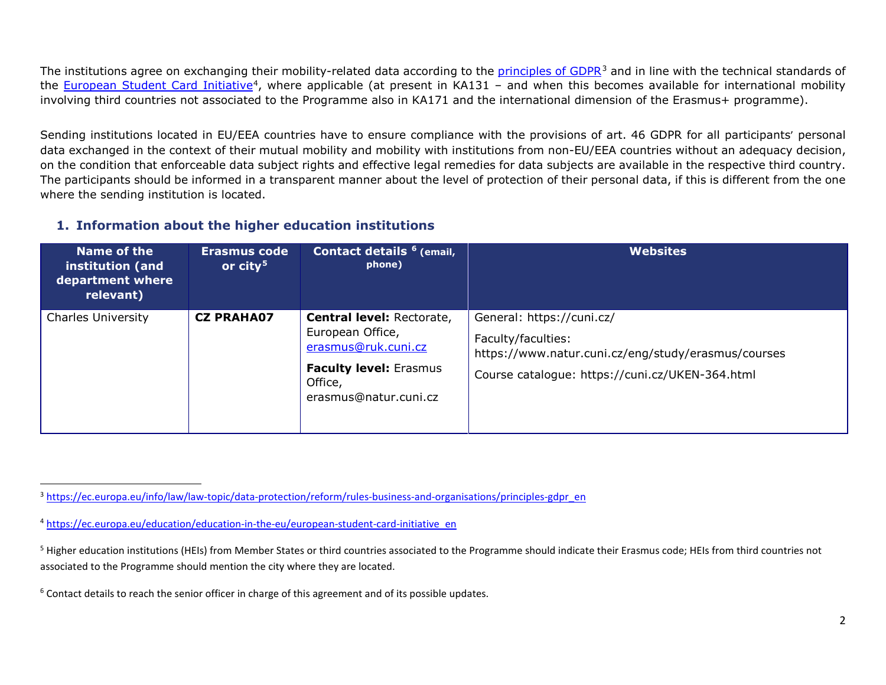The institutions agree on exchanging their mobility-related data according to the [principles of GDPR](https://ec.europa.eu/info/law/law-topic/data-protection/reform/rules-business-and-organisations/principles-gdpr_en)[3] and in line with the technical standards of the [European Student Card Initiative](https://ec.europa.eu/education/education-in-the-eu/european-student-card-initiative_en)[4], where applicable (at present in KA131 – and when this becomes available for international mobility involving third countries not associated to the Programme also in KA171 and the international dimension of the Erasmus+ programme).

Sending institutions located in EU/EEA countries have to ensure compliance with the provisions of art. 46 GDPR for all participants' personal data exchanged in the context of their mutual mobility and mobility with institutions from non-EU/EEA countries without an adequacy decision, on the condition that enforceable data subject rights and effective legal remedies for data subjects are available in the respective third country. The participants should be informed in a transparent manner about the level of protection of their personal data, if this is different from the one where the sending institution is located.

## 1. Information about the higher education institutions

| Name of the institution (and department where relevant) | Erasmus code or city[5] | Contact details[6] (email, phone) | Websites |
|---|---|---|---|
| Charles University | **CZ PRAHA07** | **Central level:** Rectorate, European Office, erasmus@ruk.cuni.cz<br>**Faculty level:** Erasmus Office, erasmus@natur.cuni.cz | General: https://cuni.cz/<br>Faculty/faculties: https://www.natur.cuni.cz/eng/study/erasmus/courses<br>Course catalogue: https://cuni.cz/UKEN-364.html |

[3] https://ec.europa.eu/info/law/law-topic/data-protection/reform/rules-business-and-organisations/principles-gdpr_en

[4] https://ec.europa.eu/education/education-in-the-eu/european-student-card-initiative_en

[5] Higher education institutions (HEIs) from Member States or third countries associated to the Programme should indicate their Erasmus code; HEIs from third countries not associated to the Programme should mention the city where they are located.

[6] Contact details to reach the senior officer in charge of this agreement and of its possible updates.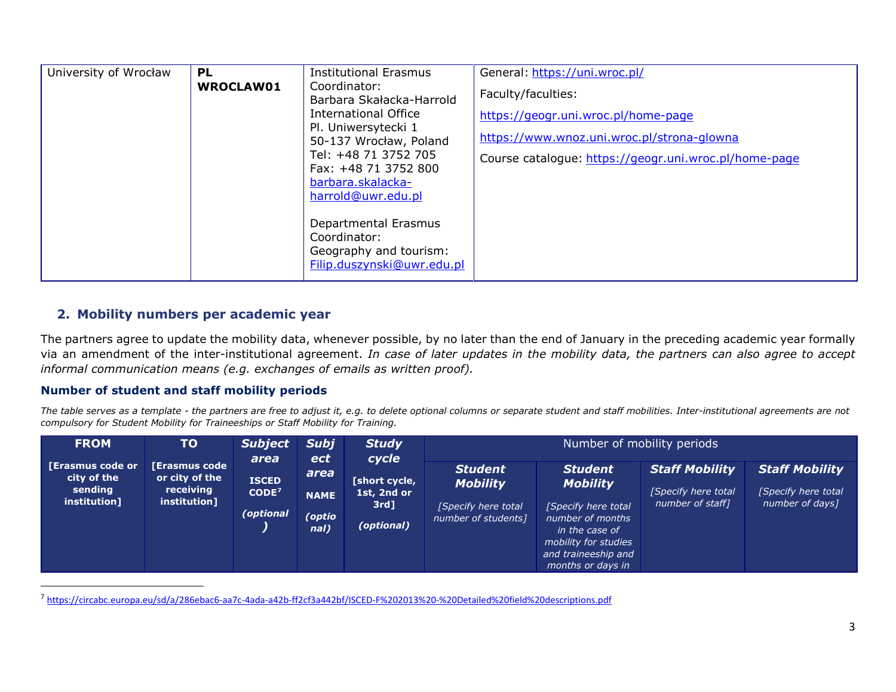| University of Wrocław | **PL WROCLAW01** | Institutional Erasmus Coordinator: Barbara Skałacka-Harrold International Office Pl. Uniwersytecki 1 50-137 Wrocław, Poland Tel: +48 71 3752 705 Fax: +48 71 3752 800 barbara.skalacka-harrold@uwr.edu.pl<br><br>Departmental Erasmus Coordinator: Geography and tourism: Filip.duszynski@uwr.edu.pl | General: https://uni.wroc.pl/<br><br>Faculty/faculties:<br><br>https://geogr.uni.wroc.pl/home-page<br><br>https://www.wnoz.uni.wroc.pl/strona-glowna<br><br>Course catalogue: https://geogr.uni.wroc.pl/home-page |
|---|---|---|---|

## 2. Mobility numbers per academic year

The partners agree to update the mobility data, whenever possible, by no later than the end of January in the preceding academic year formally via an amendment of the inter-institutional agreement. *In case of later updates in the mobility data, the partners can also agree to accept informal communication means (e.g. exchanges of emails as written proof).*

### Number of student and staff mobility periods

*The table serves as a template - the partners are free to adjust it, e.g. to delete optional columns or separate student and staff mobilities. Inter-institutional agreements are not compulsory for Student Mobility for Traineeships or Staff Mobility for Training.*

| **FROM** [Erasmus code or city of the sending institution] | **TO** [Erasmus code or city of the receiving institution] | ***Subject area*** **ISCED CODE**[7] ***(optional)*** | ***Subject area*** **NAME** ***(optional)*** | ***Study cycle*** **[short cycle, 1st, 2nd or 3rd]** ***(optional)*** | Number of mobility periods | | | |
|---|---|---|---|---|---|---|---|---|
| | | | | | ***Student Mobility*** *[Specify here total number of students]* | ***Student Mobility*** *[Specify here total number of months in the case of mobility for studies and traineeship and months or days in* | ***Staff Mobility*** *[Specify here total number of staff]* | ***Staff Mobility*** *[Specify here total number of days]* |

[7] https://circabc.europa.eu/sd/a/286ebac6-aa7c-4ada-a42b-ff2cf3a442bf/ISCED-F%202013%20-%20Detailed%20field%20descriptions.pdf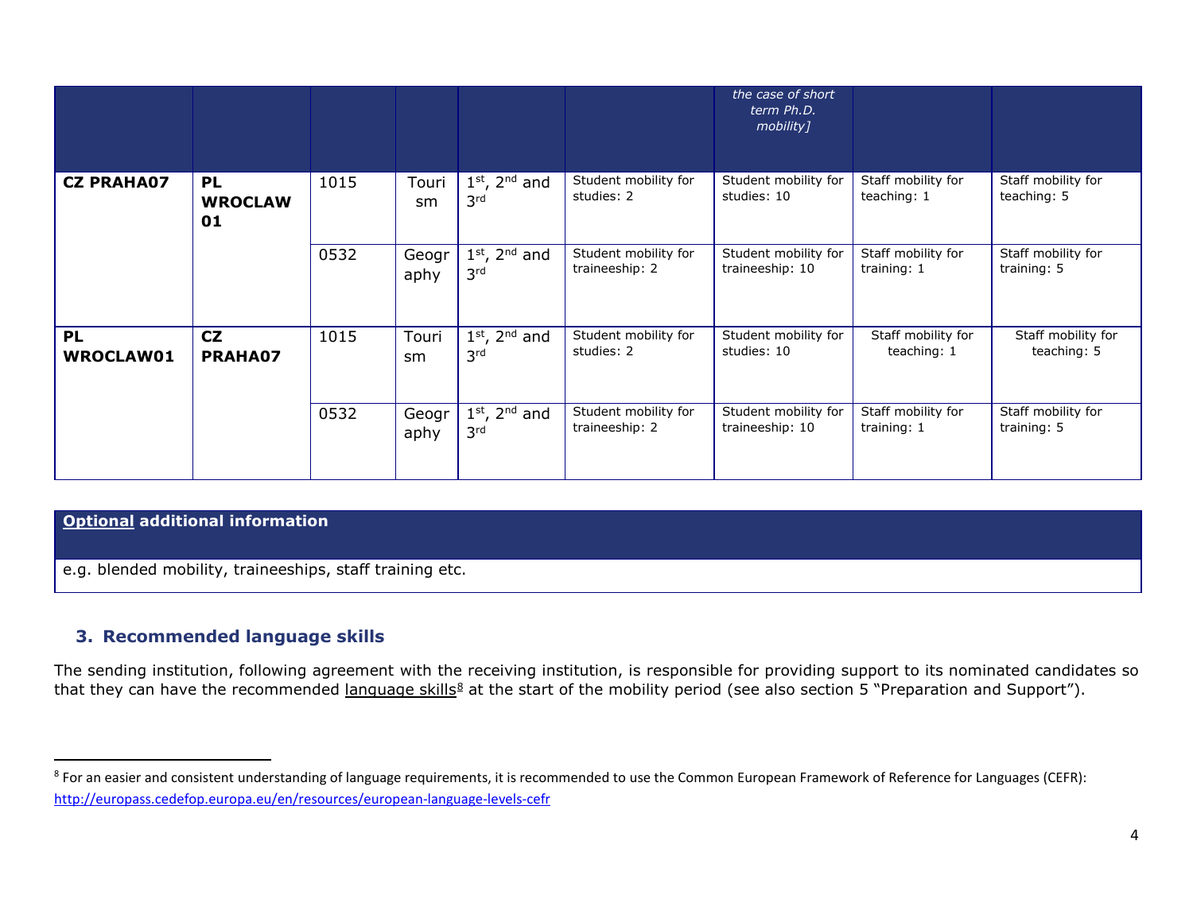| | | | | | | the case of short term Ph.D. mobility] | | |
|---|---|---|---|---|---|---|---|---|
| **CZ PRAHA07** | **PL WROCLAW 01** | 1015 | Tourism | 1st, 2nd and 3rd | Student mobility for studies: 2 | Student mobility for studies: 10 | Staff mobility for teaching: 1 | Staff mobility for teaching: 5 |
| | | 0532 | Geography | 1st, 2nd and 3rd | Student mobility for traineeship: 2 | Student mobility for traineeship: 10 | Staff mobility for training: 1 | Staff mobility for training: 5 |
| **PL WROCLAW01** | **CZ PRAHA07** | 1015 | Tourism | 1st, 2nd and 3rd | Student mobility for studies: 2 | Student mobility for studies: 10 | Staff mobility for teaching: 1 | Staff mobility for teaching: 5 |
| | | 0532 | Geography | 1st, 2nd and 3rd | Student mobility for traineeship: 2 | Student mobility for traineeship: 10 | Staff mobility for training: 1 | Staff mobility for training: 5 |

| **Optional additional information** |
|---|
| e.g. blended mobility, traineeships, staff training etc. |

## 3. Recommended language skills

The sending institution, following agreement with the receiving institution, is responsible for providing support to its nominated candidates so that they can have the recommended language skills[8] at the start of the mobility period (see also section 5 "Preparation and Support").

[8] For an easier and consistent understanding of language requirements, it is recommended to use the Common European Framework of Reference for Languages (CEFR): http://europass.cedefop.europa.eu/en/resources/european-language-levels-cefr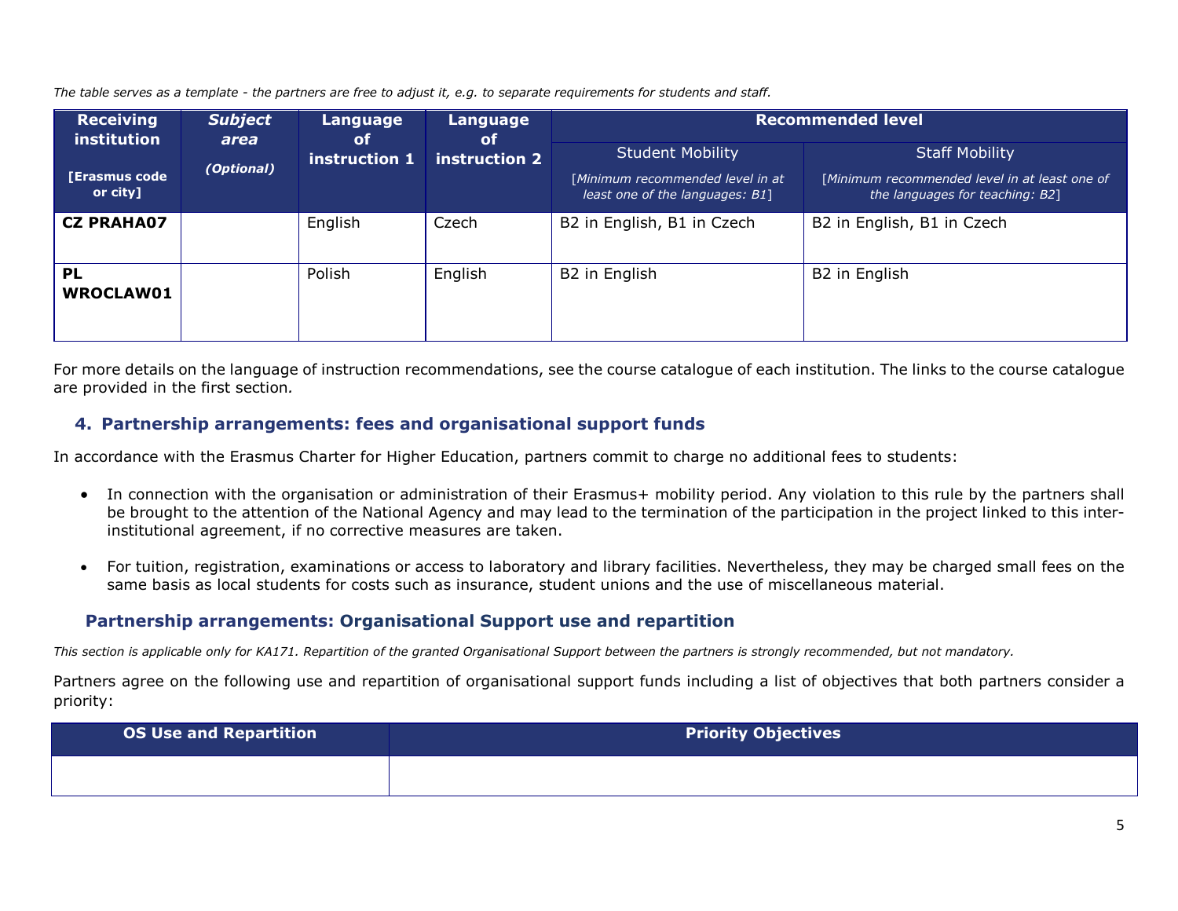*The table serves as a template - the partners are free to adjust it, e.g. to separate requirements for students and staff.*

| **Receiving institution** **[Erasmus code or city]** | ***Subject area*** ***(Optional)*** | **Language of instruction 1** | **Language of instruction 2** | **Recommended level** | |
|---|---|---|---|---|---|
| | | | | Student Mobility [*Minimum recommended level in at least one of the languages: B1*] | Staff Mobility [*Minimum recommended level in at least one of the languages for teaching: B2*] |
| **CZ PRAHA07** | | English | Czech | B2 in English, B1 in Czech | B2 in English, B1 in Czech |
| **PL WROCLAW01** | | Polish | English | B2 in English | B2 in English |

For more details on the language of instruction recommendations, see the course catalogue of each institution. The links to the course catalogue are provided in the first section.

## 4. Partnership arrangements: fees and organisational support funds

In accordance with the Erasmus Charter for Higher Education, partners commit to charge no additional fees to students:

- In connection with the organisation or administration of their Erasmus+ mobility period. Any violation to this rule by the partners shall be brought to the attention of the National Agency and may lead to the termination of the participation in the project linked to this inter-institutional agreement, if no corrective measures are taken.
- For tuition, registration, examinations or access to laboratory and library facilities. Nevertheless, they may be charged small fees on the same basis as local students for costs such as insurance, student unions and the use of miscellaneous material.

## Partnership arrangements: Organisational Support use and repartition

*This section is applicable only for KA171. Repartition of the granted Organisational Support between the partners is strongly recommended, but not mandatory.*

Partners agree on the following use and repartition of organisational support funds including a list of objectives that both partners consider a priority:

| **OS Use and Repartition** | **Priority Objectives** |
|---|---|
| | |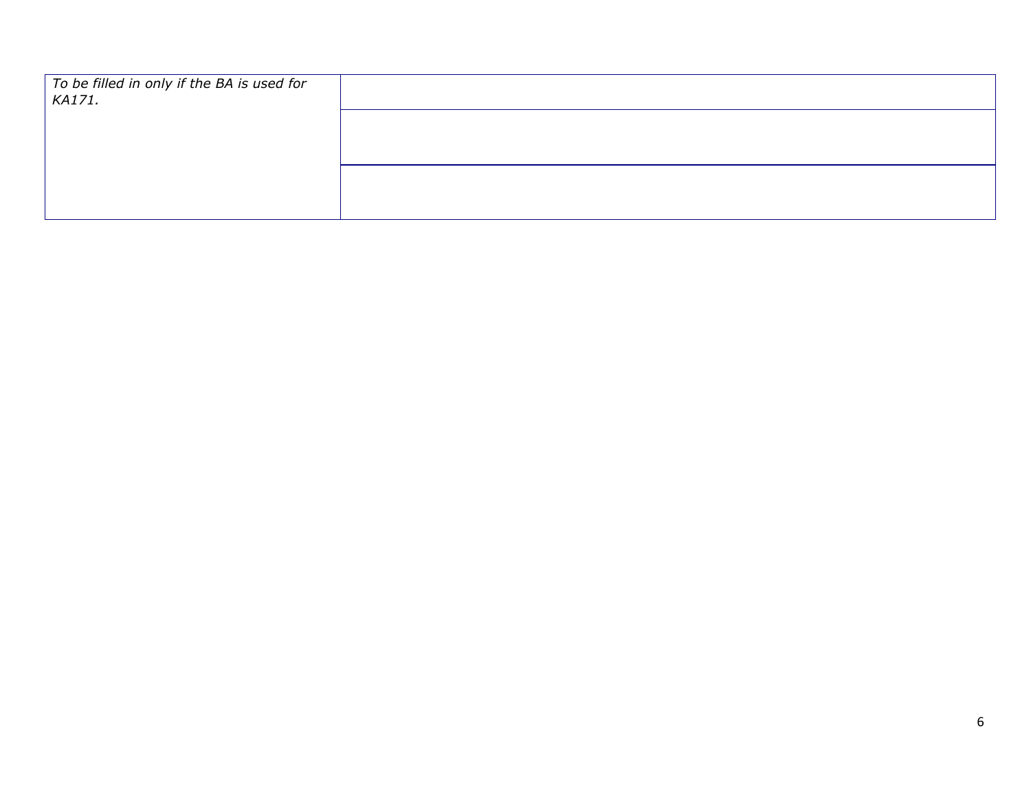| *To be filled in only if the BA is used for KA171.* | |
|---|---|
| | |
| | |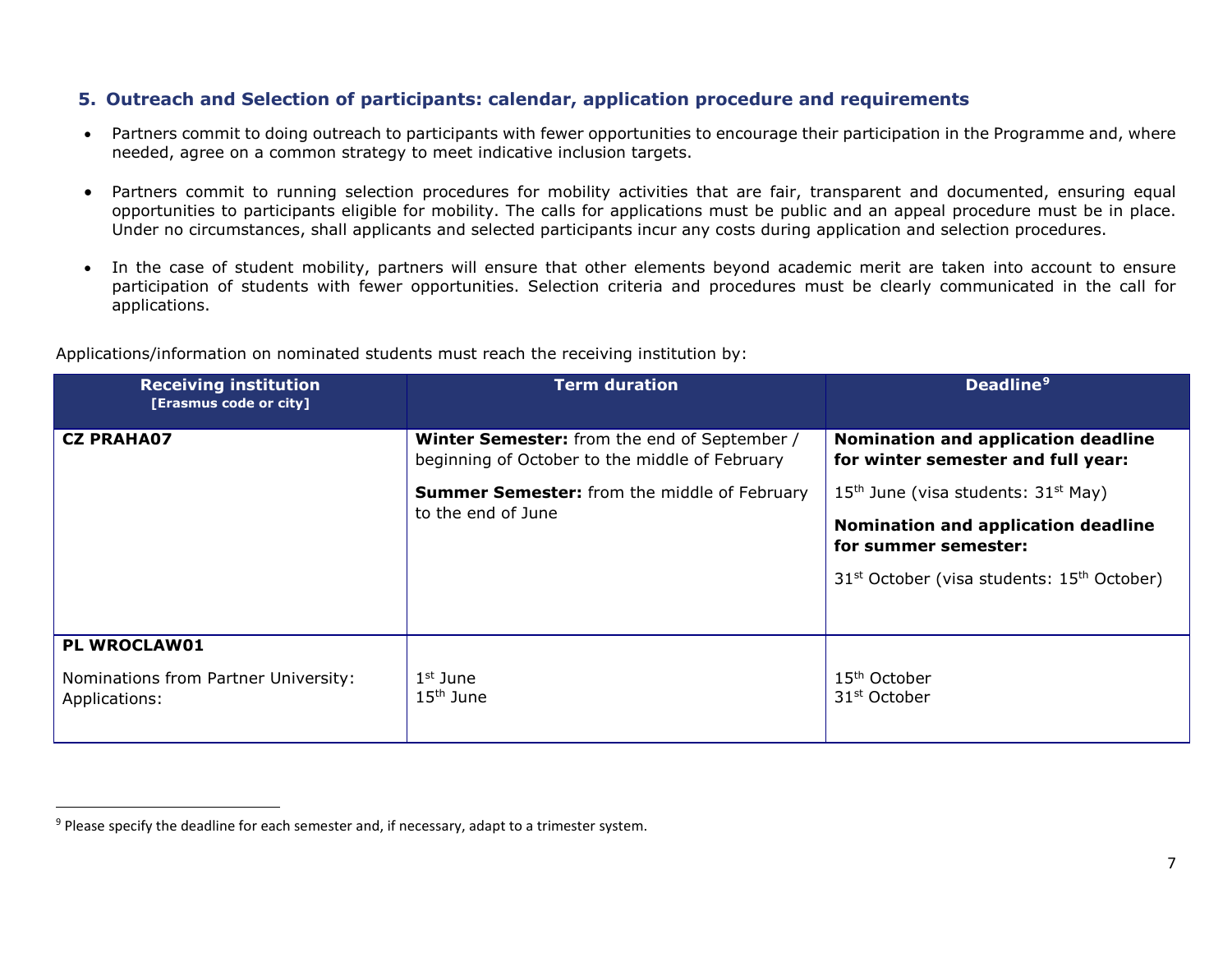## 5. Outreach and Selection of participants: calendar, application procedure and requirements

- Partners commit to doing outreach to participants with fewer opportunities to encourage their participation in the Programme and, where needed, agree on a common strategy to meet indicative inclusion targets.

- Partners commit to running selection procedures for mobility activities that are fair, transparent and documented, ensuring equal opportunities to participants eligible for mobility. The calls for applications must be public and an appeal procedure must be in place. Under no circumstances, shall applicants and selected participants incur any costs during application and selection procedures.

- In the case of student mobility, partners will ensure that other elements beyond academic merit are taken into account to ensure participation of students with fewer opportunities. Selection criteria and procedures must be clearly communicated in the call for applications.

Applications/information on nominated students must reach the receiving institution by:

| **Receiving institution** **[Erasmus code or city]** | **Term duration** | **Deadline[9]** |
|---|---|---|
| **CZ PRAHA07** | **Winter Semester:** from the end of September / beginning of October to the middle of February<br><br>**Summer Semester:** from the middle of February to the end of June | **Nomination and application deadline for winter semester and full year:**<br><br>15th June (visa students: 31st May)<br><br>**Nomination and application deadline for summer semester:**<br><br>31st October (visa students: 15th October) |
| **PL WROCLAW01**<br><br>Nominations from Partner University:<br>Applications: | <br><br>1st June<br>15th June | <br><br>15th October<br>31st October |

[9] Please specify the deadline for each semester and, if necessary, adapt to a trimester system.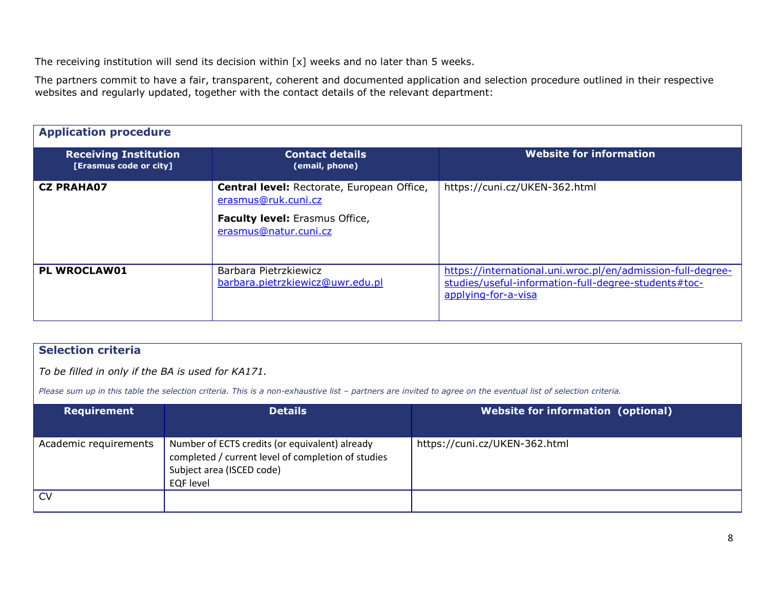The receiving institution will send its decision within [x] weeks and no later than 5 weeks.

The partners commit to have a fair, transparent, coherent and documented application and selection procedure outlined in their respective websites and regularly updated, together with the contact details of the relevant department:

**Application procedure**

| Receiving Institution [Erasmus code or city] | Contact details (email, phone) | Website for information |
|---|---|---|
| **CZ PRAHA07** | **Central level:** Rectorate, European Office, erasmus@ruk.cuni.cz<br>**Faculty level:** Erasmus Office, erasmus@natur.cuni.cz | https://cuni.cz/UKEN-362.html |
| **PL WROCLAW01** | Barbara Pietrzkiewicz barbara.pietrzkiewicz@uwr.edu.pl | https://international.uni.wroc.pl/en/admission-full-degree-studies/useful-information-full-degree-students#toc-applying-for-a-visa |

**Selection criteria**

*To be filled in only if the BA is used for KA171.*

*Please sum up in this table the selection criteria. This is a non-exhaustive list – partners are invited to agree on the eventual list of selection criteria.*

| Requirement | Details | Website for information (optional) |
|---|---|---|
| Academic requirements | Number of ECTS credits (or equivalent) already completed / current level of completion of studies<br>Subject area (ISCED code)<br>EQF level | https://cuni.cz/UKEN-362.html |
| CV | | |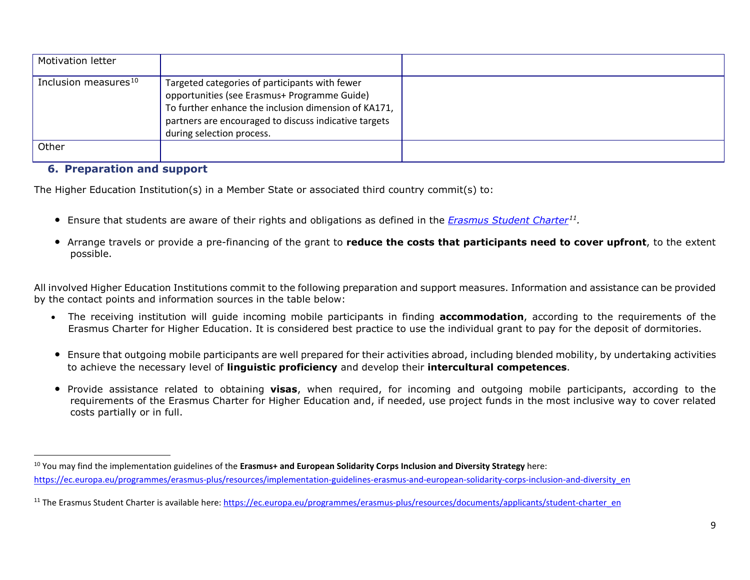| | | |
|---|---|---|
| Motivation letter | | |
| Inclusion measures[10] | Targeted categories of participants with fewer opportunities (see Erasmus+ Programme Guide)<br>To further enhance the inclusion dimension of KA171, partners are encouraged to discuss indicative targets during selection process. | |
| Other | | |

## 6. Preparation and support

The Higher Education Institution(s) in a Member State or associated third country commit(s) to:

- Ensure that students are aware of their rights and obligations as defined in the *Erasmus Student Charter*[11].
- Arrange travels or provide a pre-financing of the grant to **reduce the costs that participants need to cover upfront**, to the extent possible.

All involved Higher Education Institutions commit to the following preparation and support measures. Information and assistance can be provided by the contact points and information sources in the table below:

- The receiving institution will guide incoming mobile participants in finding **accommodation**, according to the requirements of the Erasmus Charter for Higher Education. It is considered best practice to use the individual grant to pay for the deposit of dormitories.
- Ensure that outgoing mobile participants are well prepared for their activities abroad, including blended mobility, by undertaking activities to achieve the necessary level of **linguistic proficiency** and develop their **intercultural competences**.
- Provide assistance related to obtaining **visas**, when required, for incoming and outgoing mobile participants, according to the requirements of the Erasmus Charter for Higher Education and, if needed, use project funds in the most inclusive way to cover related costs partially or in full.

---

[10] You may find the implementation guidelines of the **Erasmus+ and European Solidarity Corps Inclusion and Diversity Strategy** here: https://ec.europa.eu/programmes/erasmus-plus/resources/implementation-guidelines-erasmus-and-european-solidarity-corps-inclusion-and-diversity_en

[11] The Erasmus Student Charter is available here: https://ec.europa.eu/programmes/erasmus-plus/resources/documents/applicants/student-charter_en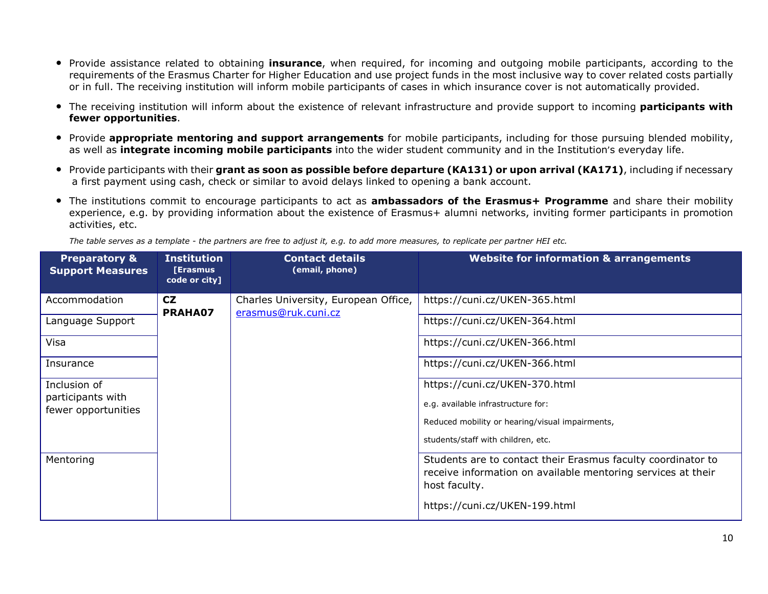- Provide assistance related to obtaining **insurance**, when required, for incoming and outgoing mobile participants, according to the requirements of the Erasmus Charter for Higher Education and use project funds in the most inclusive way to cover related costs partially or in full. The receiving institution will inform mobile participants of cases in which insurance cover is not automatically provided.
- The receiving institution will inform about the existence of relevant infrastructure and provide support to incoming **participants with fewer opportunities**.
- Provide **appropriate mentoring and support arrangements** for mobile participants, including for those pursuing blended mobility, as well as **integrate incoming mobile participants** into the wider student community and in the Institution's everyday life.
- Provide participants with their **grant as soon as possible before departure (KA131) or upon arrival (KA171)**, including if necessary a first payment using cash, check or similar to avoid delays linked to opening a bank account.
- The institutions commit to encourage participants to act as **ambassadors of the Erasmus+ Programme** and share their mobility experience, e.g. by providing information about the existence of Erasmus+ alumni networks, inviting former participants in promotion activities, etc.

*The table serves as a template - the partners are free to adjust it, e.g. to add more measures, to replicate per partner HEI etc.*

| Preparatory & Support Measures | Institution [Erasmus code or city] | Contact details (email, phone) | Website for information & arrangements |
|---|---|---|---|
| Accommodation | **CZ PRAHA07** | Charles University, European Office, erasmus@ruk.cuni.cz | https://cuni.cz/UKEN-365.html |
| Language Support | | | https://cuni.cz/UKEN-364.html |
| Visa | | | https://cuni.cz/UKEN-366.html |
| Insurance | | | https://cuni.cz/UKEN-366.html |
| Inclusion of participants with fewer opportunities | | | https://cuni.cz/UKEN-370.html<br>e.g. available infrastructure for:<br>Reduced mobility or hearing/visual impairments,<br>students/staff with children, etc. |
| Mentoring | | | Students are to contact their Erasmus faculty coordinator to receive information on available mentoring services at their host faculty.<br>https://cuni.cz/UKEN-199.html |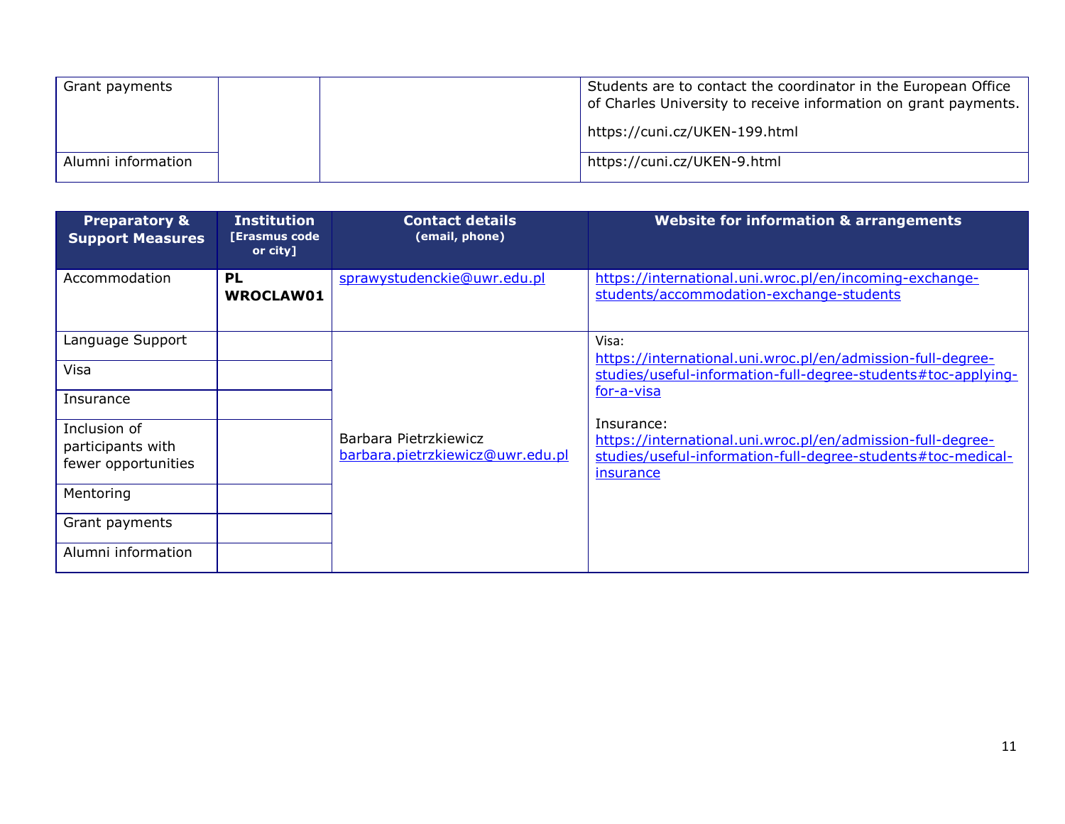| | | | |
|---|---|---|---|
| Grant payments | | | Students are to contact the coordinator in the European Office of Charles University to receive information on grant payments.<br><br>https://cuni.cz/UKEN-199.html |
| Alumni information | | | https://cuni.cz/UKEN-9.html |

| **Preparatory & Support Measures** | **Institution [Erasmus code or city]** | **Contact details (email, phone)** | **Website for information & arrangements** |
|---|---|---|---|
| Accommodation | **PL WROCLAW01** | sprawystudenckie@uwr.edu.pl | https://international.uni.wroc.pl/en/incoming-exchange-students/accommodation-exchange-students |
| Language Support | | Barbara Pietrzkiewicz<br>barbara.pietrzkiewicz@uwr.edu.pl | Visa:<br>https://international.uni.wroc.pl/en/admission-full-degree-studies/useful-information-full-degree-students#toc-applying-for-a-visa<br><br>Insurance:<br>https://international.uni.wroc.pl/en/admission-full-degree-studies/useful-information-full-degree-students#toc-medical-insurance |
| Visa | | | |
| Insurance | | | |
| Inclusion of participants with fewer opportunities | | | |
| Mentoring | | | |
| Grant payments | | | |
| Alumni information | | | |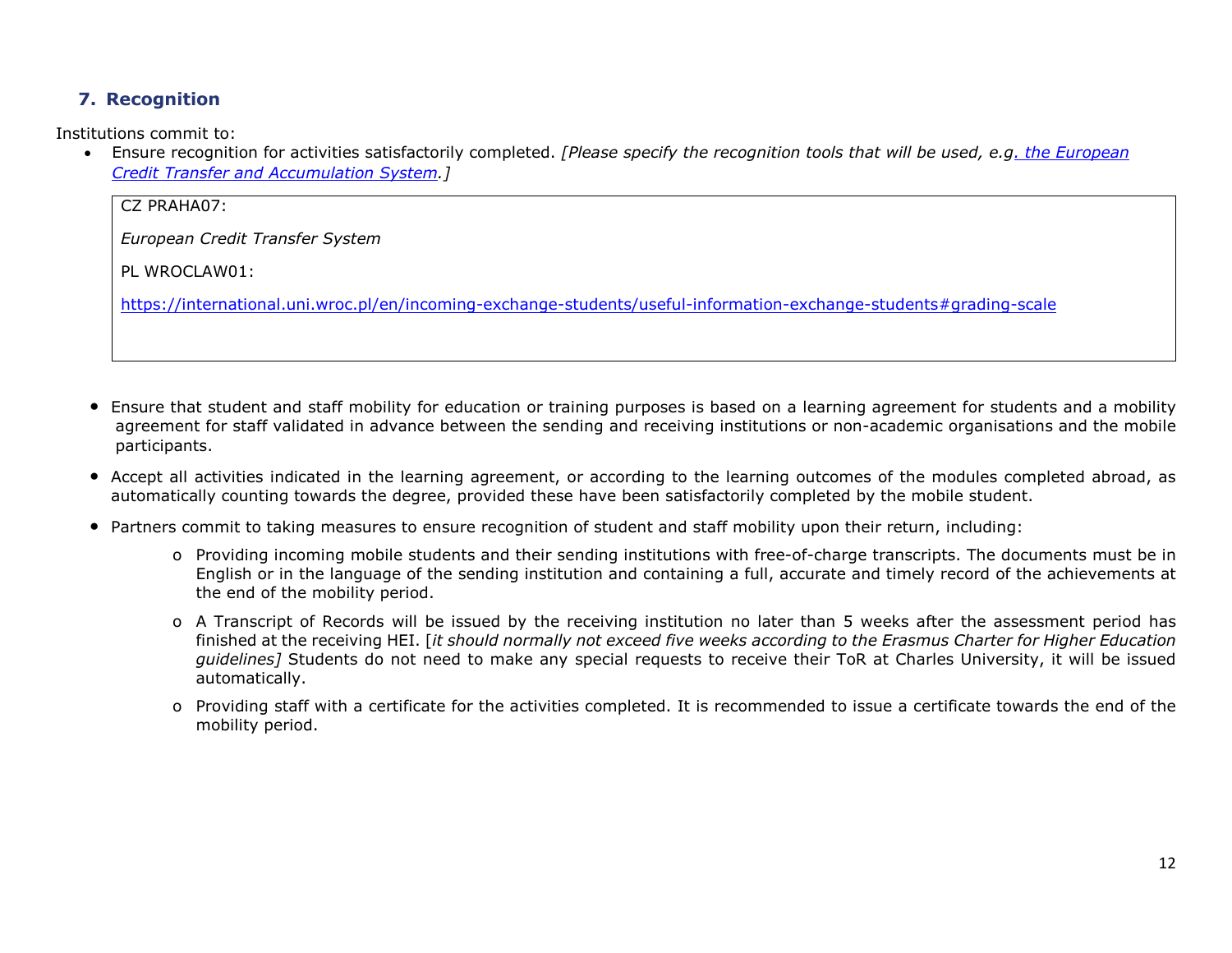### 7. Recognition

Institutions commit to:

- Ensure recognition for activities satisfactorily completed. *[Please specify the recognition tools that will be used, e.g. [the European Credit Transfer and Accumulation System](#).]*

| CZ PRAHA07:<br><br>*European Credit Transfer System*<br><br>PL WROCLAW01:<br><br>https://international.uni.wroc.pl/en/incoming-exchange-students/useful-information-exchange-students#grading-scale |
|---|

- Ensure that student and staff mobility for education or training purposes is based on a learning agreement for students and a mobility agreement for staff validated in advance between the sending and receiving institutions or non-academic organisations and the mobile participants.
- Accept all activities indicated in the learning agreement, or according to the learning outcomes of the modules completed abroad, as automatically counting towards the degree, provided these have been satisfactorily completed by the mobile student.
- Partners commit to taking measures to ensure recognition of student and staff mobility upon their return, including:
  - Providing incoming mobile students and their sending institutions with free-of-charge transcripts. The documents must be in English or in the language of the sending institution and containing a full, accurate and timely record of the achievements at the end of the mobility period.
  - A Transcript of Records will be issued by the receiving institution no later than 5 weeks after the assessment period has finished at the receiving HEI. [*it should normally not exceed five weeks according to the Erasmus Charter for Higher Education guidelines]* Students do not need to make any special requests to receive their ToR at Charles University, it will be issued automatically.
  - Providing staff with a certificate for the activities completed. It is recommended to issue a certificate towards the end of the mobility period.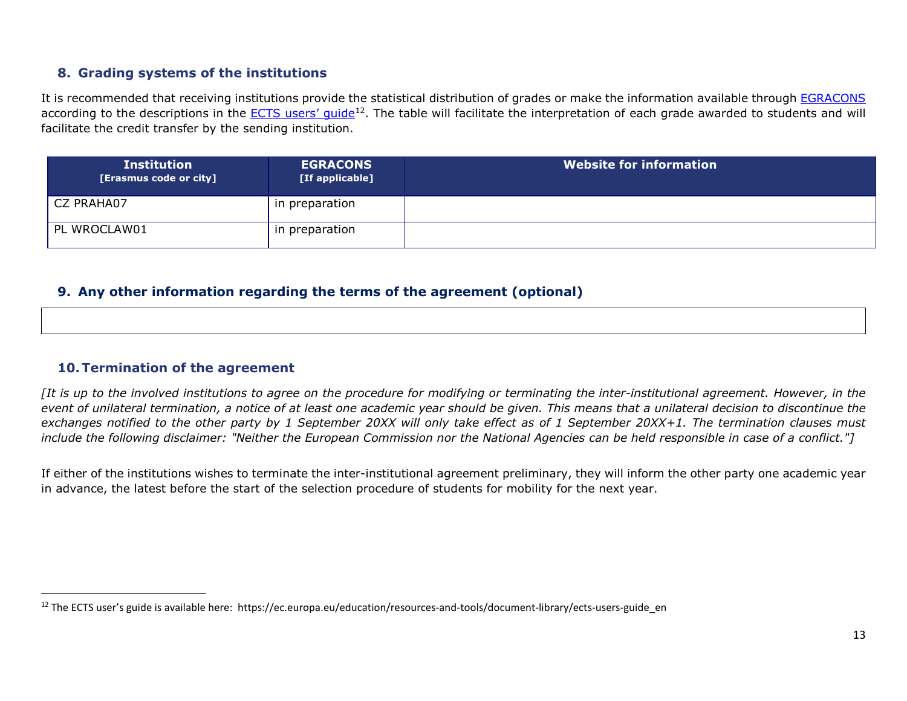## 8. Grading systems of the institutions

It is recommended that receiving institutions provide the statistical distribution of grades or make the information available through EGRACONS according to the descriptions in the ECTS users' guide[12]. The table will facilitate the interpretation of each grade awarded to students and will facilitate the credit transfer by the sending institution.

| Institution [Erasmus code or city] | EGRACONS [If applicable] | Website for information |
|---|---|---|
| CZ PRAHA07 | in preparation | |
| PL WROCLAW01 | in preparation | |

## 9. Any other information regarding the terms of the agreement (optional)

## 10. Termination of the agreement

*[It is up to the involved institutions to agree on the procedure for modifying or terminating the inter-institutional agreement. However, in the event of unilateral termination, a notice of at least one academic year should be given. This means that a unilateral decision to discontinue the exchanges notified to the other party by 1 September 20XX will only take effect as of 1 September 20XX+1. The termination clauses must include the following disclaimer: "Neither the European Commission nor the National Agencies can be held responsible in case of a conflict."]*

If either of the institutions wishes to terminate the inter-institutional agreement preliminary, they will inform the other party one academic year in advance, the latest before the start of the selection procedure of students for mobility for the next year.

[12] The ECTS user's guide is available here: https://ec.europa.eu/education/resources-and-tools/document-library/ects-users-guide_en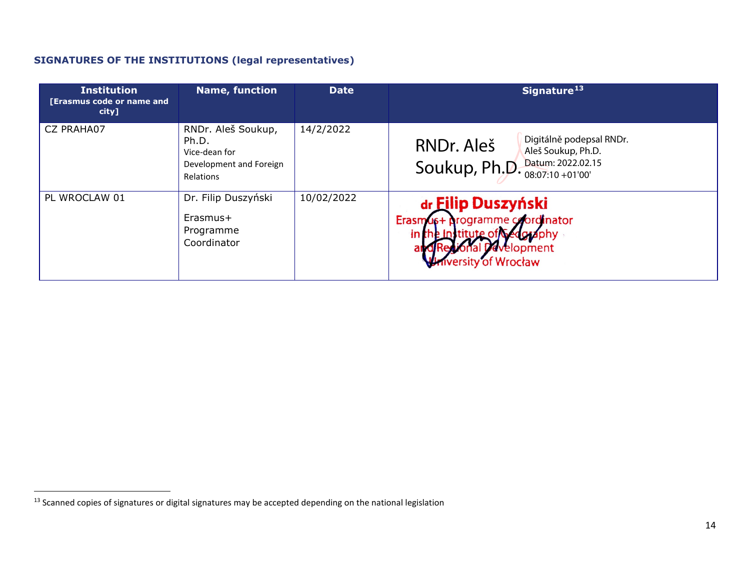**SIGNATURES OF THE INSTITUTIONS (legal representatives)**

| Institution [Erasmus code or name and city] | Name, function | Date | Signature[13] |
|---|---|---|---|
| CZ PRAHA07 | RNDr. Aleš Soukup, Ph.D. Vice-dean for Development and Foreign Relations | 14/2/2022 | RNDr. Aleš Soukup, Ph.D. Digitálně podepsal RNDr. Aleš Soukup, Ph.D. Datum: 2022.02.15 08:07:10 +01'00' |
| PL WROCLAW 01 | Dr. Filip Duszyński Erasmus+ Programme Coordinator | 10/02/2022 | dr Filip Duszyński Erasmus+ programme coordinator in the Institute of Geography and Regional Development University of Wrocław |

[13] Scanned copies of signatures or digital signatures may be accepted depending on the national legislation